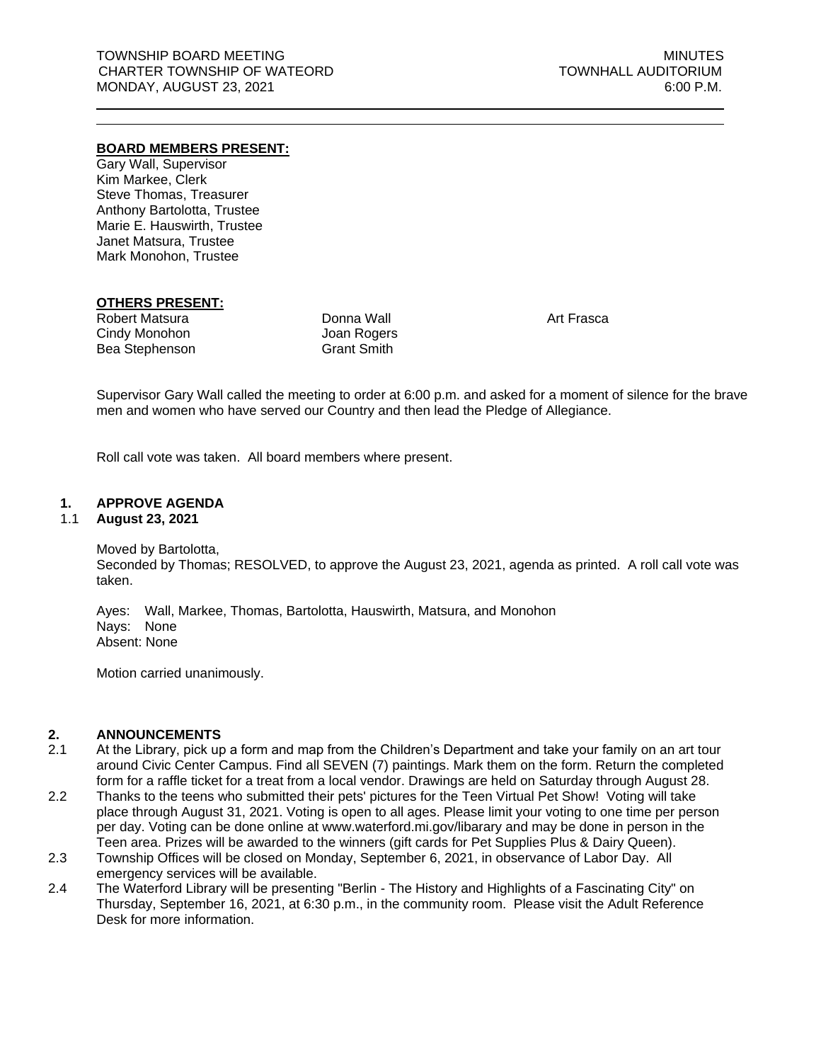TOWNSHIP BOARD MEETING
CHARTER TOWNSHIP OF WATEORD
MONDAY, AUGUST 23, 2021

MINUTES
TOWNHALL AUDITORIUM
6:00 P.M.

---

**BOARD MEMBERS PRESENT:**

Gary Wall, Supervisor
Kim Markee, Clerk
Steve Thomas, Treasurer
Anthony Bartolotta, Trustee
Marie E. Hauswirth, Trustee
Janet Matsura, Trustee
Mark Monohon, Trustee

**OTHERS PRESENT:**

| | | |
|---|---|---|
| Robert Matsura | Donna Wall | Art Frasca |
| Cindy Monohon | Joan Rogers | |
| Bea Stephenson | Grant Smith | |

Supervisor Gary Wall called the meeting to order at 6:00 p.m. and asked for a moment of silence for the brave men and women who have served our Country and then lead the Pledge of Allegiance.

Roll call vote was taken. All board members where present.

## 1. APPROVE AGENDA

### 1.1 August 23, 2021

Moved by Bartolotta,
Seconded by Thomas; RESOLVED, to approve the August 23, 2021, agenda as printed. A roll call vote was taken.

Ayes: Wall, Markee, Thomas, Bartolotta, Hauswirth, Matsura, and Monohon
Nays: None
Absent: None

Motion carried unanimously.

## 2. ANNOUNCEMENTS

2.1 At the Library, pick up a form and map from the Children's Department and take your family on an art tour around Civic Center Campus. Find all SEVEN (7) paintings. Mark them on the form. Return the completed form for a raffle ticket for a treat from a local vendor. Drawings are held on Saturday through August 28.

2.2 Thanks to the teens who submitted their pets' pictures for the Teen Virtual Pet Show! Voting will take place through August 31, 2021. Voting is open to all ages. Please limit your voting to one time per person per day. Voting can be done online at www.waterford.mi.gov/libarary and may be done in person in the Teen area. Prizes will be awarded to the winners (gift cards for Pet Supplies Plus & Dairy Queen).

2.3 Township Offices will be closed on Monday, September 6, 2021, in observance of Labor Day. All emergency services will be available.

2.4 The Waterford Library will be presenting "Berlin - The History and Highlights of a Fascinating City" on Thursday, September 16, 2021, at 6:30 p.m., in the community room. Please visit the Adult Reference Desk for more information.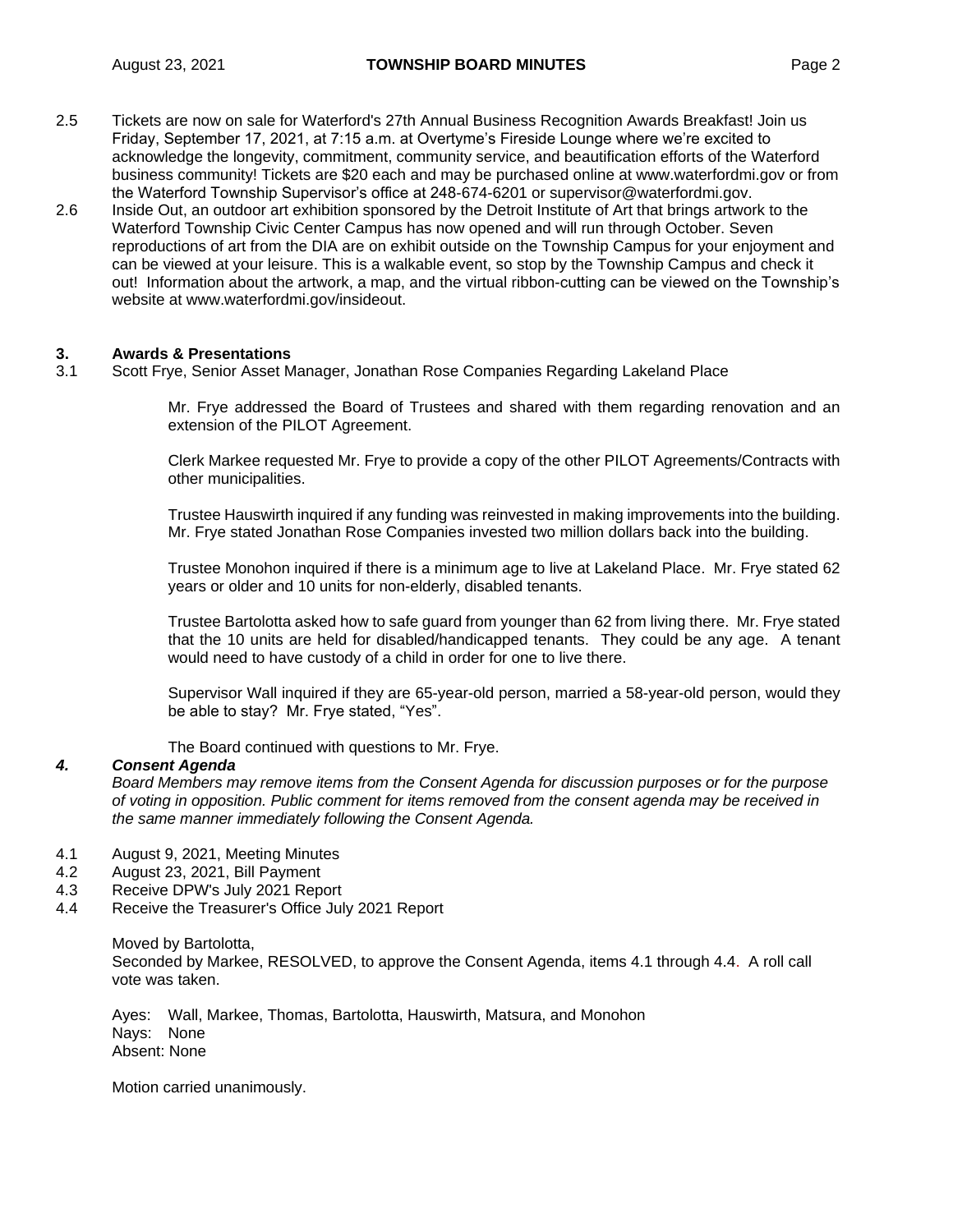2.5 Tickets are now on sale for Waterford's 27th Annual Business Recognition Awards Breakfast! Join us Friday, September 17, 2021, at 7:15 a.m. at Overtyme's Fireside Lounge where we're excited to acknowledge the longevity, commitment, community service, and beautification efforts of the Waterford business community! Tickets are $20 each and may be purchased online at www.waterfordmi.gov or from the Waterford Township Supervisor's office at 248-674-6201 or supervisor@waterfordmi.gov.

2.6 Inside Out, an outdoor art exhibition sponsored by the Detroit Institute of Art that brings artwork to the Waterford Township Civic Center Campus has now opened and will run through October. Seven reproductions of art from the DIA are on exhibit outside on the Township Campus for your enjoyment and can be viewed at your leisure. This is a walkable event, so stop by the Township Campus and check it out! Information about the artwork, a map, and the virtual ribbon-cutting can be viewed on the Township's website at www.waterfordmi.gov/insideout.

## 3. Awards & Presentations

3.1 Scott Frye, Senior Asset Manager, Jonathan Rose Companies Regarding Lakeland Place

Mr. Frye addressed the Board of Trustees and shared with them regarding renovation and an extension of the PILOT Agreement.

Clerk Markee requested Mr. Frye to provide a copy of the other PILOT Agreements/Contracts with other municipalities.

Trustee Hauswirth inquired if any funding was reinvested in making improvements into the building. Mr. Frye stated Jonathan Rose Companies invested two million dollars back into the building.

Trustee Monohon inquired if there is a minimum age to live at Lakeland Place. Mr. Frye stated 62 years or older and 10 units for non-elderly, disabled tenants.

Trustee Bartolotta asked how to safe guard from younger than 62 from living there. Mr. Frye stated that the 10 units are held for disabled/handicapped tenants. They could be any age. A tenant would need to have custody of a child in order for one to live there.

Supervisor Wall inquired if they are 65-year-old person, married a 58-year-old person, would they be able to stay? Mr. Frye stated, "Yes".

The Board continued with questions to Mr. Frye.

## *4. Consent Agenda*

*Board Members may remove items from the Consent Agenda for discussion purposes or for the purpose of voting in opposition. Public comment for items removed from the consent agenda may be received in the same manner immediately following the Consent Agenda.*

4.1 August 9, 2021, Meeting Minutes
4.2 August 23, 2021, Bill Payment
4.3 Receive DPW's July 2021 Report
4.4 Receive the Treasurer's Office July 2021 Report

Moved by Bartolotta,
Seconded by Markee, RESOLVED, to approve the Consent Agenda, items 4.1 through 4.4. A roll call vote was taken.

Ayes: Wall, Markee, Thomas, Bartolotta, Hauswirth, Matsura, and Monohon
Nays: None
Absent: None

Motion carried unanimously.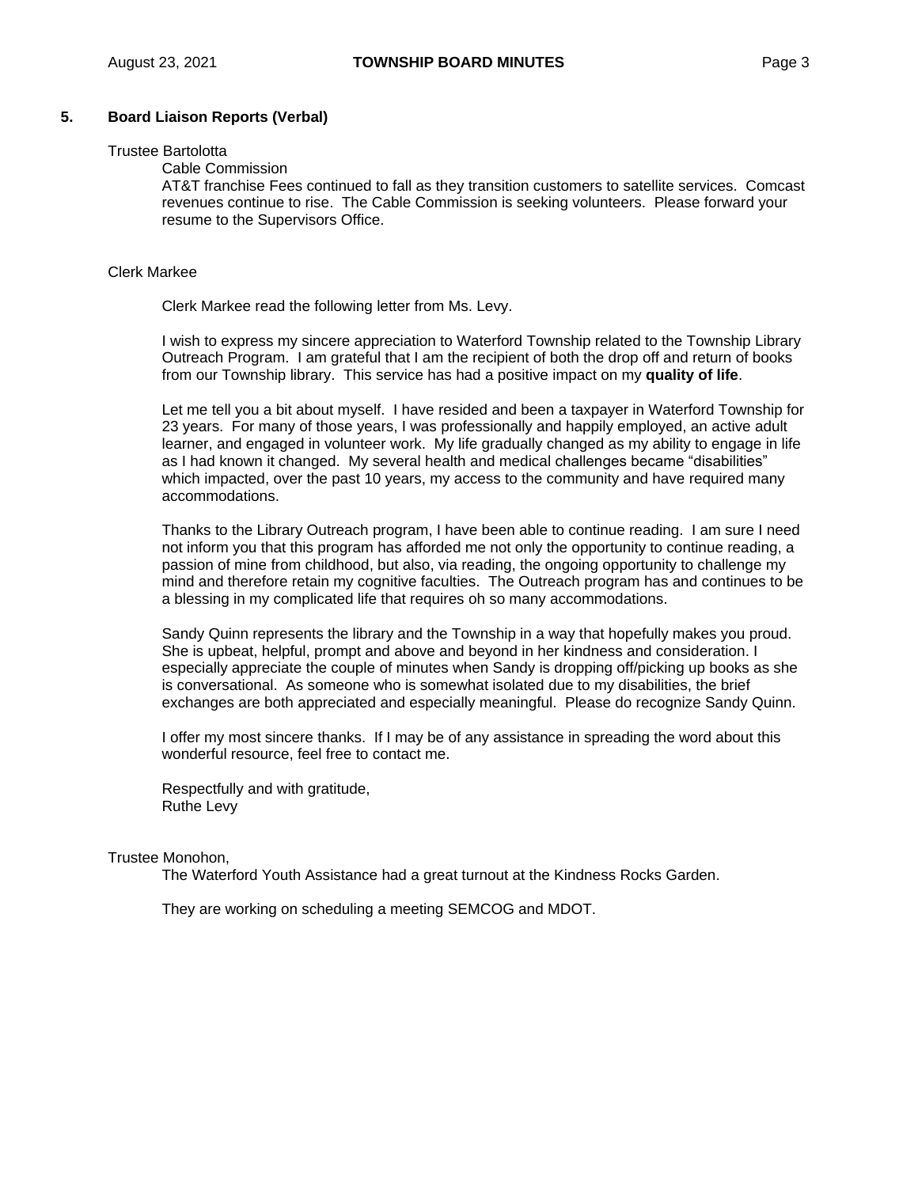## 5. Board Liaison Reports (Verbal)

Trustee Bartolotta

Cable Commission

AT&T franchise Fees continued to fall as they transition customers to satellite services. Comcast revenues continue to rise. The Cable Commission is seeking volunteers. Please forward your resume to the Supervisors Office.

Clerk Markee

Clerk Markee read the following letter from Ms. Levy.

I wish to express my sincere appreciation to Waterford Township related to the Township Library Outreach Program. I am grateful that I am the recipient of both the drop off and return of books from our Township library. This service has had a positive impact on my **quality of life**.

Let me tell you a bit about myself. I have resided and been a taxpayer in Waterford Township for 23 years. For many of those years, I was professionally and happily employed, an active adult learner, and engaged in volunteer work. My life gradually changed as my ability to engage in life as I had known it changed. My several health and medical challenges became "disabilities" which impacted, over the past 10 years, my access to the community and have required many accommodations.

Thanks to the Library Outreach program, I have been able to continue reading. I am sure I need not inform you that this program has afforded me not only the opportunity to continue reading, a passion of mine from childhood, but also, via reading, the ongoing opportunity to challenge my mind and therefore retain my cognitive faculties. The Outreach program has and continues to be a blessing in my complicated life that requires oh so many accommodations.

Sandy Quinn represents the library and the Township in a way that hopefully makes you proud. She is upbeat, helpful, prompt and above and beyond in her kindness and consideration. I especially appreciate the couple of minutes when Sandy is dropping off/picking up books as she is conversational. As someone who is somewhat isolated due to my disabilities, the brief exchanges are both appreciated and especially meaningful. Please do recognize Sandy Quinn.

I offer my most sincere thanks. If I may be of any assistance in spreading the word about this wonderful resource, feel free to contact me.

Respectfully and with gratitude,
Ruthe Levy

Trustee Monohon,

The Waterford Youth Assistance had a great turnout at the Kindness Rocks Garden.

They are working on scheduling a meeting SEMCOG and MDOT.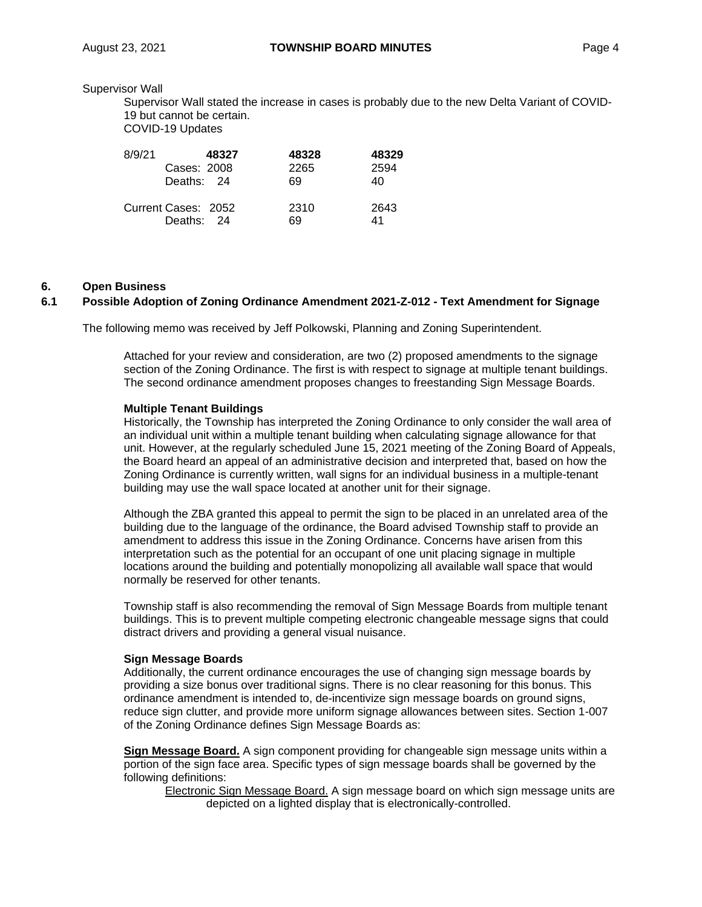Supervisor Wall

Supervisor Wall stated the increase in cases is probably due to the new Delta Variant of COVID-19 but cannot be certain.

COVID-19 Updates

| 8/9/21 | 48327 | 48328 | 48329 |
|---|---|---|---|
| Cases: | 2008 | 2265 | 2594 |
| Deaths: | 24 | 69 | 40 |
| Current Cases: | 2052 | 2310 | 2643 |
| Deaths: | 24 | 69 | 41 |

## 6. Open Business

### 6.1 Possible Adoption of Zoning Ordinance Amendment 2021-Z-012 - Text Amendment for Signage

The following memo was received by Jeff Polkowski, Planning and Zoning Superintendent.

Attached for your review and consideration, are two (2) proposed amendments to the signage section of the Zoning Ordinance. The first is with respect to signage at multiple tenant buildings. The second ordinance amendment proposes changes to freestanding Sign Message Boards.

**Multiple Tenant Buildings**

Historically, the Township has interpreted the Zoning Ordinance to only consider the wall area of an individual unit within a multiple tenant building when calculating signage allowance for that unit. However, at the regularly scheduled June 15, 2021 meeting of the Zoning Board of Appeals, the Board heard an appeal of an administrative decision and interpreted that, based on how the Zoning Ordinance is currently written, wall signs for an individual business in a multiple-tenant building may use the wall space located at another unit for their signage.

Although the ZBA granted this appeal to permit the sign to be placed in an unrelated area of the building due to the language of the ordinance, the Board advised Township staff to provide an amendment to address this issue in the Zoning Ordinance. Concerns have arisen from this interpretation such as the potential for an occupant of one unit placing signage in multiple locations around the building and potentially monopolizing all available wall space that would normally be reserved for other tenants.

Township staff is also recommending the removal of Sign Message Boards from multiple tenant buildings. This is to prevent multiple competing electronic changeable message signs that could distract drivers and providing a general visual nuisance.

**Sign Message Boards**

Additionally, the current ordinance encourages the use of changing sign message boards by providing a size bonus over traditional signs. There is no clear reasoning for this bonus. This ordinance amendment is intended to, de-incentivize sign message boards on ground signs, reduce sign clutter, and provide more uniform signage allowances between sites. Section 1-007 of the Zoning Ordinance defines Sign Message Boards as:

**Sign Message Board.** A sign component providing for changeable sign message units within a portion of the sign face area. Specific types of sign message boards shall be governed by the following definitions:

Electronic Sign Message Board. A sign message board on which sign message units are depicted on a lighted display that is electronically-controlled.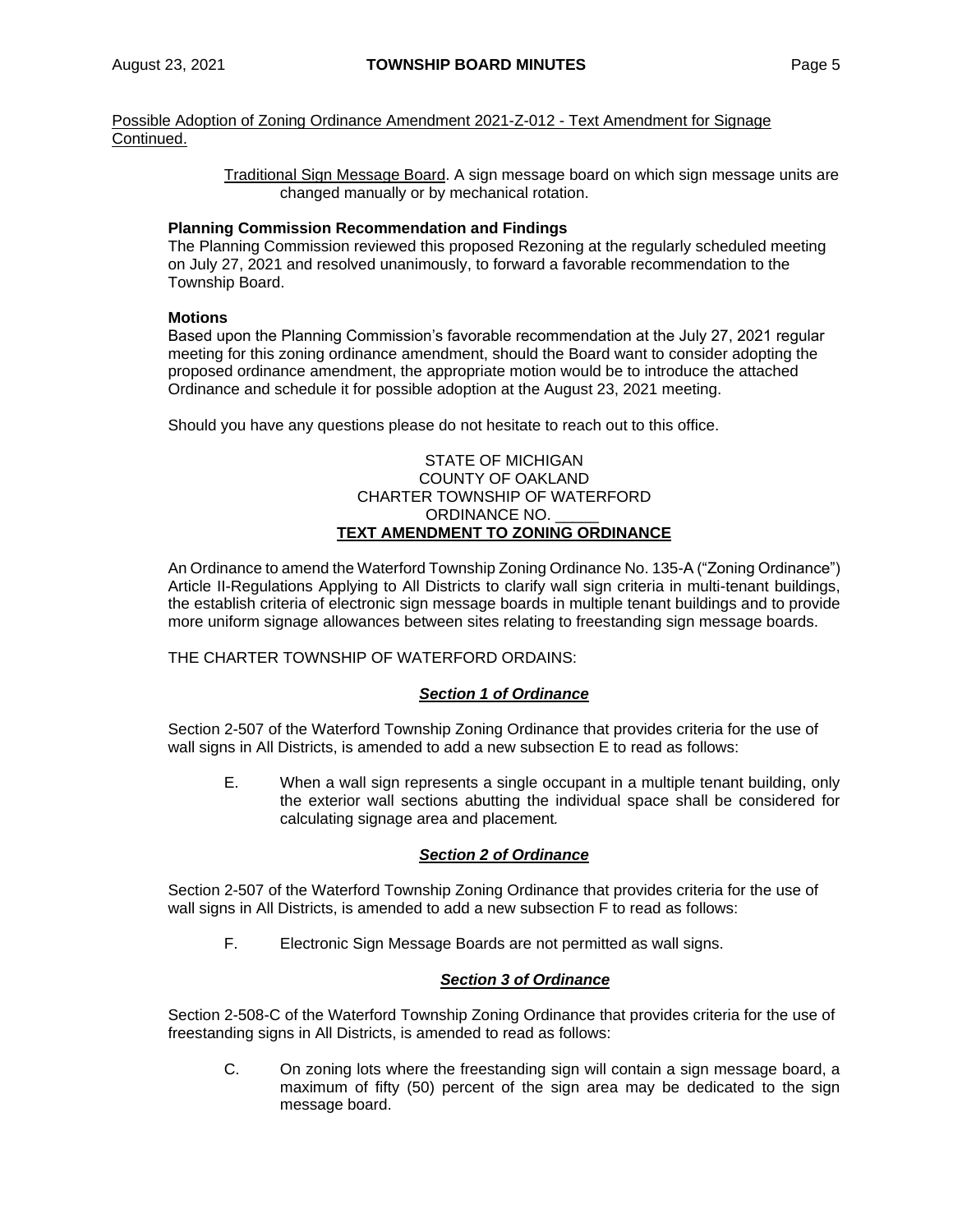Possible Adoption of Zoning Ordinance Amendment 2021-Z-012 - Text Amendment for Signage Continued.

Traditional Sign Message Board. A sign message board on which sign message units are changed manually or by mechanical rotation.

**Planning Commission Recommendation and Findings**

The Planning Commission reviewed this proposed Rezoning at the regularly scheduled meeting on July 27, 2021 and resolved unanimously, to forward a favorable recommendation to the Township Board.

**Motions**

Based upon the Planning Commission's favorable recommendation at the July 27, 2021 regular meeting for this zoning ordinance amendment, should the Board want to consider adopting the proposed ordinance amendment, the appropriate motion would be to introduce the attached Ordinance and schedule it for possible adoption at the August 23, 2021 meeting.

Should you have any questions please do not hesitate to reach out to this office.

STATE OF MICHIGAN
COUNTY OF OAKLAND
CHARTER TOWNSHIP OF WATERFORD
ORDINANCE NO. _____

**TEXT AMENDMENT TO ZONING ORDINANCE**

An Ordinance to amend the Waterford Township Zoning Ordinance No. 135-A ("Zoning Ordinance") Article II-Regulations Applying to All Districts to clarify wall sign criteria in multi-tenant buildings, the establish criteria of electronic sign message boards in multiple tenant buildings and to provide more uniform signage allowances between sites relating to freestanding sign message boards.

THE CHARTER TOWNSHIP OF WATERFORD ORDAINS:

***Section 1 of Ordinance***

Section 2-507 of the Waterford Township Zoning Ordinance that provides criteria for the use of wall signs in All Districts, is amended to add a new subsection E to read as follows:

E. When a wall sign represents a single occupant in a multiple tenant building, only the exterior wall sections abutting the individual space shall be considered for calculating signage area and placement.

***Section 2 of Ordinance***

Section 2-507 of the Waterford Township Zoning Ordinance that provides criteria for the use of wall signs in All Districts, is amended to add a new subsection F to read as follows:

F. Electronic Sign Message Boards are not permitted as wall signs.

***Section 3 of Ordinance***

Section 2-508-C of the Waterford Township Zoning Ordinance that provides criteria for the use of freestanding signs in All Districts, is amended to read as follows:

C. On zoning lots where the freestanding sign will contain a sign message board, a maximum of fifty (50) percent of the sign area may be dedicated to the sign message board.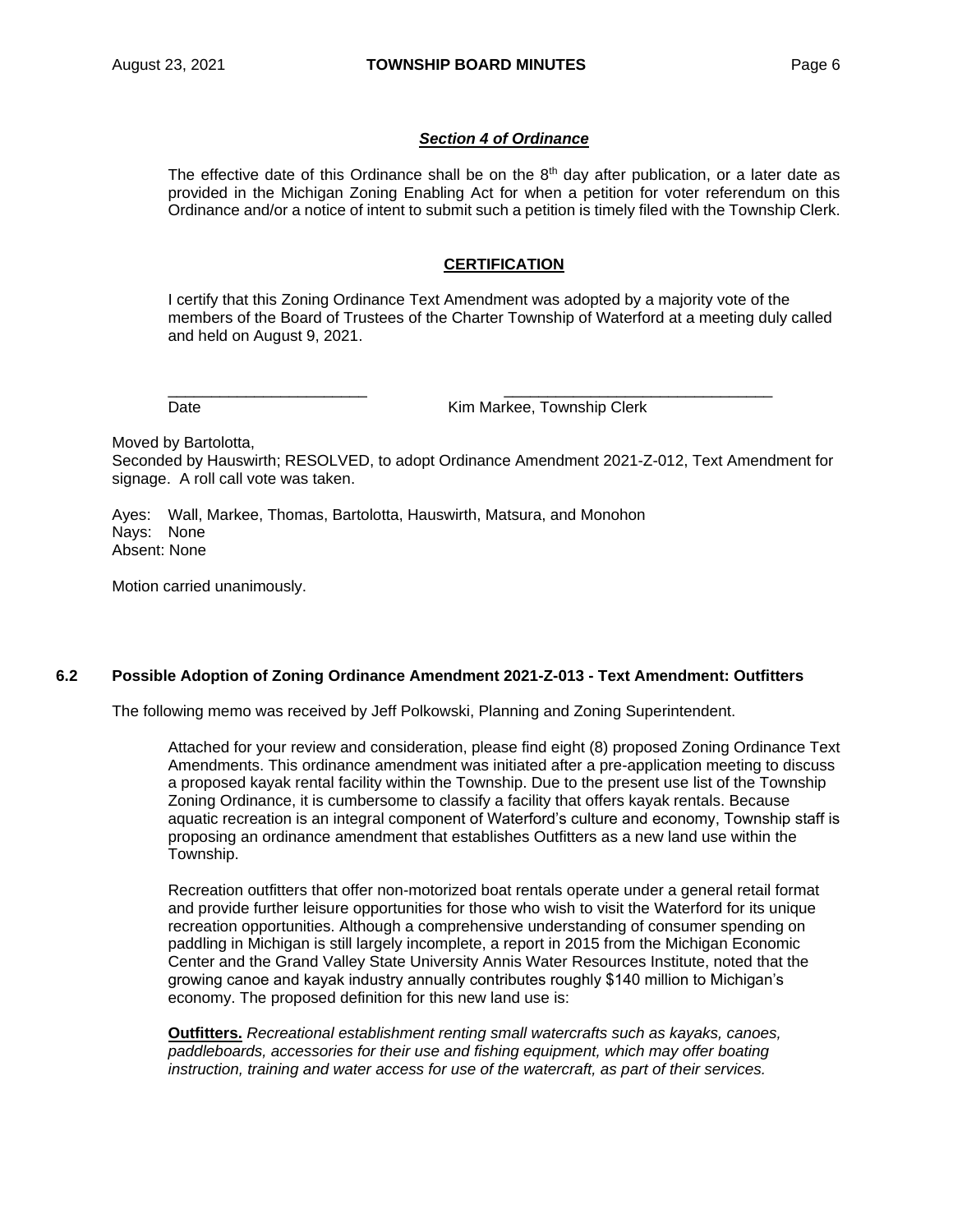***Section 4 of Ordinance***

The effective date of this Ordinance shall be on the 8th day after publication, or a later date as provided in the Michigan Zoning Enabling Act for when a petition for voter referendum on this Ordinance and/or a notice of intent to submit such a petition is timely filed with the Township Clerk.

**CERTIFICATION**

I certify that this Zoning Ordinance Text Amendment was adopted by a majority vote of the members of the Board of Trustees of the Charter Township of Waterford at a meeting duly called and held on August 9, 2021.

______________________ ______________________________

Date Kim Markee, Township Clerk

Moved by Bartolotta,
Seconded by Hauswirth; RESOLVED, to adopt Ordinance Amendment 2021-Z-012, Text Amendment for signage. A roll call vote was taken.

Ayes: Wall, Markee, Thomas, Bartolotta, Hauswirth, Matsura, and Monohon
Nays: None
Absent: None

Motion carried unanimously.

### 6.2 Possible Adoption of Zoning Ordinance Amendment 2021-Z-013 - Text Amendment: Outfitters

The following memo was received by Jeff Polkowski, Planning and Zoning Superintendent.

Attached for your review and consideration, please find eight (8) proposed Zoning Ordinance Text Amendments. This ordinance amendment was initiated after a pre-application meeting to discuss a proposed kayak rental facility within the Township. Due to the present use list of the Township Zoning Ordinance, it is cumbersome to classify a facility that offers kayak rentals. Because aquatic recreation is an integral component of Waterford's culture and economy, Township staff is proposing an ordinance amendment that establishes Outfitters as a new land use within the Township.

Recreation outfitters that offer non-motorized boat rentals operate under a general retail format and provide further leisure opportunities for those who wish to visit the Waterford for its unique recreation opportunities. Although a comprehensive understanding of consumer spending on paddling in Michigan is still largely incomplete, a report in 2015 from the Michigan Economic Center and the Grand Valley State University Annis Water Resources Institute, noted that the growing canoe and kayak industry annually contributes roughly $140 million to Michigan's economy. The proposed definition for this new land use is:

**Outfitters.** *Recreational establishment renting small watercrafts such as kayaks, canoes, paddleboards, accessories for their use and fishing equipment, which may offer boating instruction, training and water access for use of the watercraft, as part of their services.*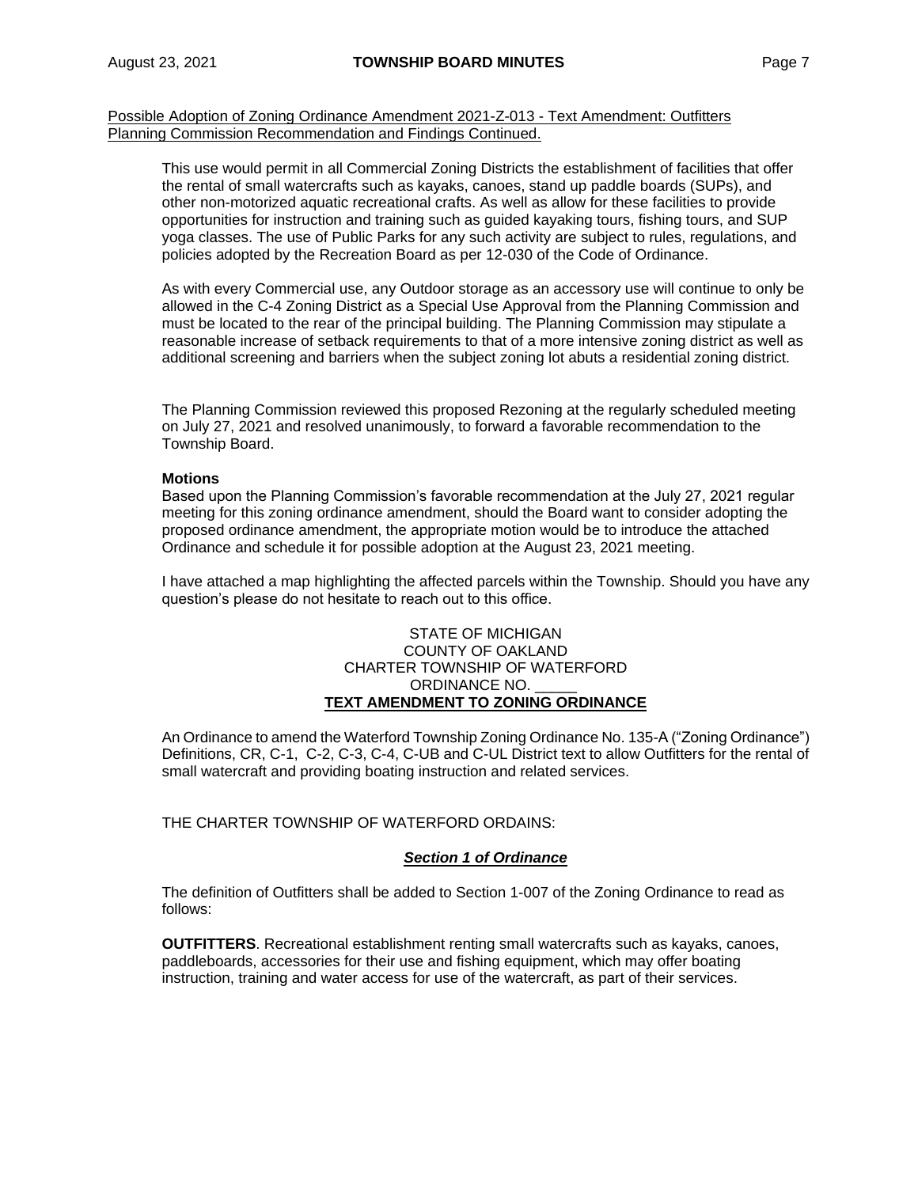Possible Adoption of Zoning Ordinance Amendment 2021-Z-013 - Text Amendment: Outfitters Planning Commission Recommendation and Findings Continued.

This use would permit in all Commercial Zoning Districts the establishment of facilities that offer the rental of small watercrafts such as kayaks, canoes, stand up paddle boards (SUPs), and other non-motorized aquatic recreational crafts. As well as allow for these facilities to provide opportunities for instruction and training such as guided kayaking tours, fishing tours, and SUP yoga classes. The use of Public Parks for any such activity are subject to rules, regulations, and policies adopted by the Recreation Board as per 12-030 of the Code of Ordinance.

As with every Commercial use, any Outdoor storage as an accessory use will continue to only be allowed in the C-4 Zoning District as a Special Use Approval from the Planning Commission and must be located to the rear of the principal building. The Planning Commission may stipulate a reasonable increase of setback requirements to that of a more intensive zoning district as well as additional screening and barriers when the subject zoning lot abuts a residential zoning district.

The Planning Commission reviewed this proposed Rezoning at the regularly scheduled meeting on July 27, 2021 and resolved unanimously, to forward a favorable recommendation to the Township Board.

**Motions**

Based upon the Planning Commission's favorable recommendation at the July 27, 2021 regular meeting for this zoning ordinance amendment, should the Board want to consider adopting the proposed ordinance amendment, the appropriate motion would be to introduce the attached Ordinance and schedule it for possible adoption at the August 23, 2021 meeting.

I have attached a map highlighting the affected parcels within the Township. Should you have any question's please do not hesitate to reach out to this office.

STATE OF MICHIGAN
COUNTY OF OAKLAND
CHARTER TOWNSHIP OF WATERFORD
ORDINANCE NO. _____

**TEXT AMENDMENT TO ZONING ORDINANCE**

An Ordinance to amend the Waterford Township Zoning Ordinance No. 135-A ("Zoning Ordinance") Definitions, CR, C-1, C-2, C-3, C-4, C-UB and C-UL District text to allow Outfitters for the rental of small watercraft and providing boating instruction and related services.

THE CHARTER TOWNSHIP OF WATERFORD ORDAINS:

***Section 1 of Ordinance***

The definition of Outfitters shall be added to Section 1-007 of the Zoning Ordinance to read as follows:

**OUTFITTERS**. Recreational establishment renting small watercrafts such as kayaks, canoes, paddleboards, accessories for their use and fishing equipment, which may offer boating instruction, training and water access for use of the watercraft, as part of their services.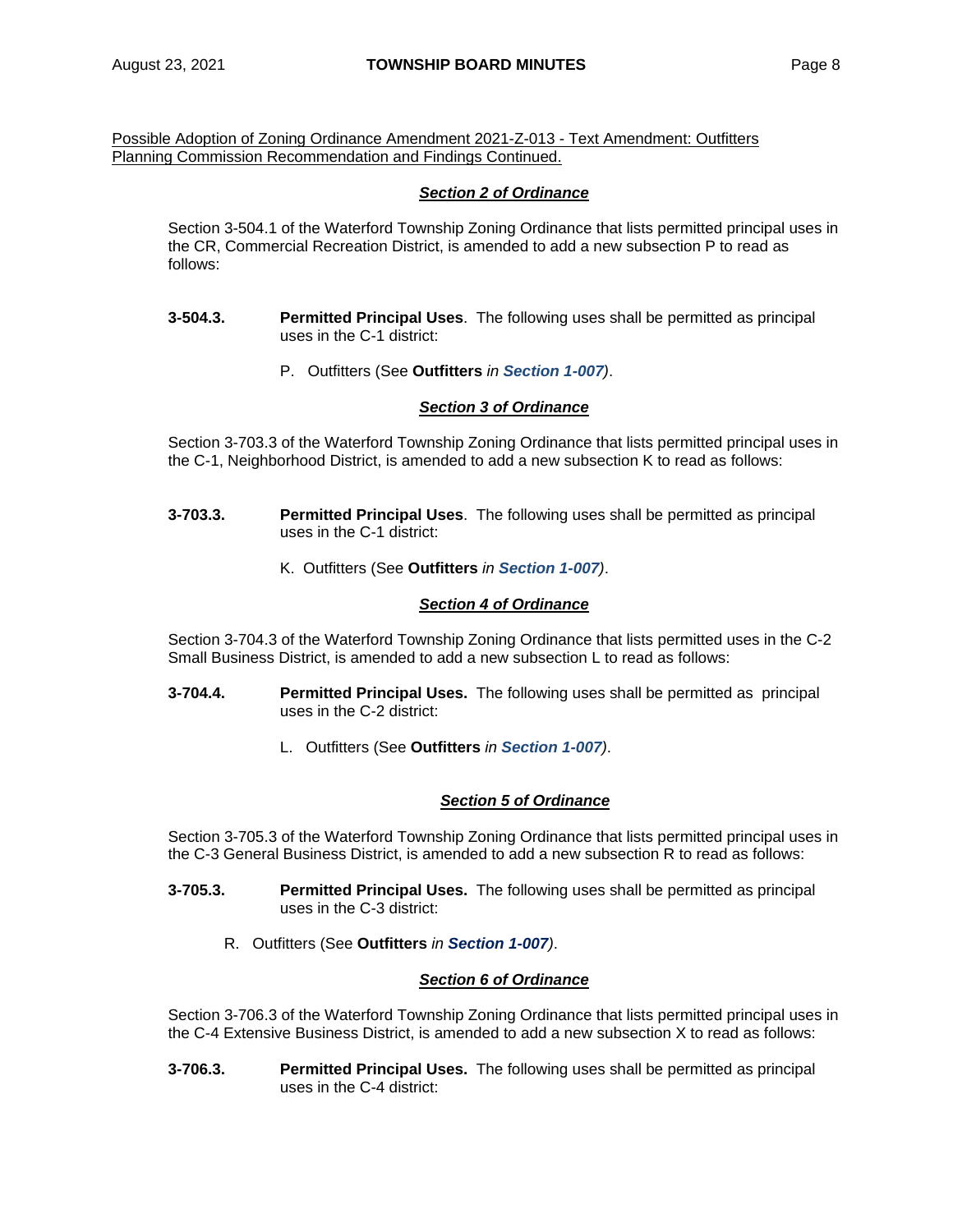Possible Adoption of Zoning Ordinance Amendment 2021-Z-013 - Text Amendment: Outfitters Planning Commission Recommendation and Findings Continued.

***Section 2 of Ordinance***

Section 3-504.1 of the Waterford Township Zoning Ordinance that lists permitted principal uses in the CR, Commercial Recreation District, is amended to add a new subsection P to read as follows:

**3-504.3.** **Permitted Principal Uses**. The following uses shall be permitted as principal uses in the C-1 district:

P. Outfitters (See **Outfitters** *in* ***Section 1-007****)*.

***Section 3 of Ordinance***

Section 3-703.3 of the Waterford Township Zoning Ordinance that lists permitted principal uses in the C-1, Neighborhood District, is amended to add a new subsection K to read as follows:

**3-703.3.** **Permitted Principal Uses**. The following uses shall be permitted as principal uses in the C-1 district:

K. Outfitters (See **Outfitters** *in* ***Section 1-007****)*.

***Section 4 of Ordinance***

Section 3-704.3 of the Waterford Township Zoning Ordinance that lists permitted uses in the C-2 Small Business District, is amended to add a new subsection L to read as follows:

**3-704.4.** **Permitted Principal Uses.** The following uses shall be permitted as principal uses in the C-2 district:

L. Outfitters (See **Outfitters** *in* ***Section 1-007****)*.

***Section 5 of Ordinance***

Section 3-705.3 of the Waterford Township Zoning Ordinance that lists permitted principal uses in the C-3 General Business District, is amended to add a new subsection R to read as follows:

**3-705.3.** **Permitted Principal Uses.** The following uses shall be permitted as principal uses in the C-3 district:

R. Outfitters (See **Outfitters** *in* ***Section 1-007****)*.

***Section 6 of Ordinance***

Section 3-706.3 of the Waterford Township Zoning Ordinance that lists permitted principal uses in the C-4 Extensive Business District, is amended to add a new subsection X to read as follows:

**3-706.3.** **Permitted Principal Uses.** The following uses shall be permitted as principal uses in the C-4 district: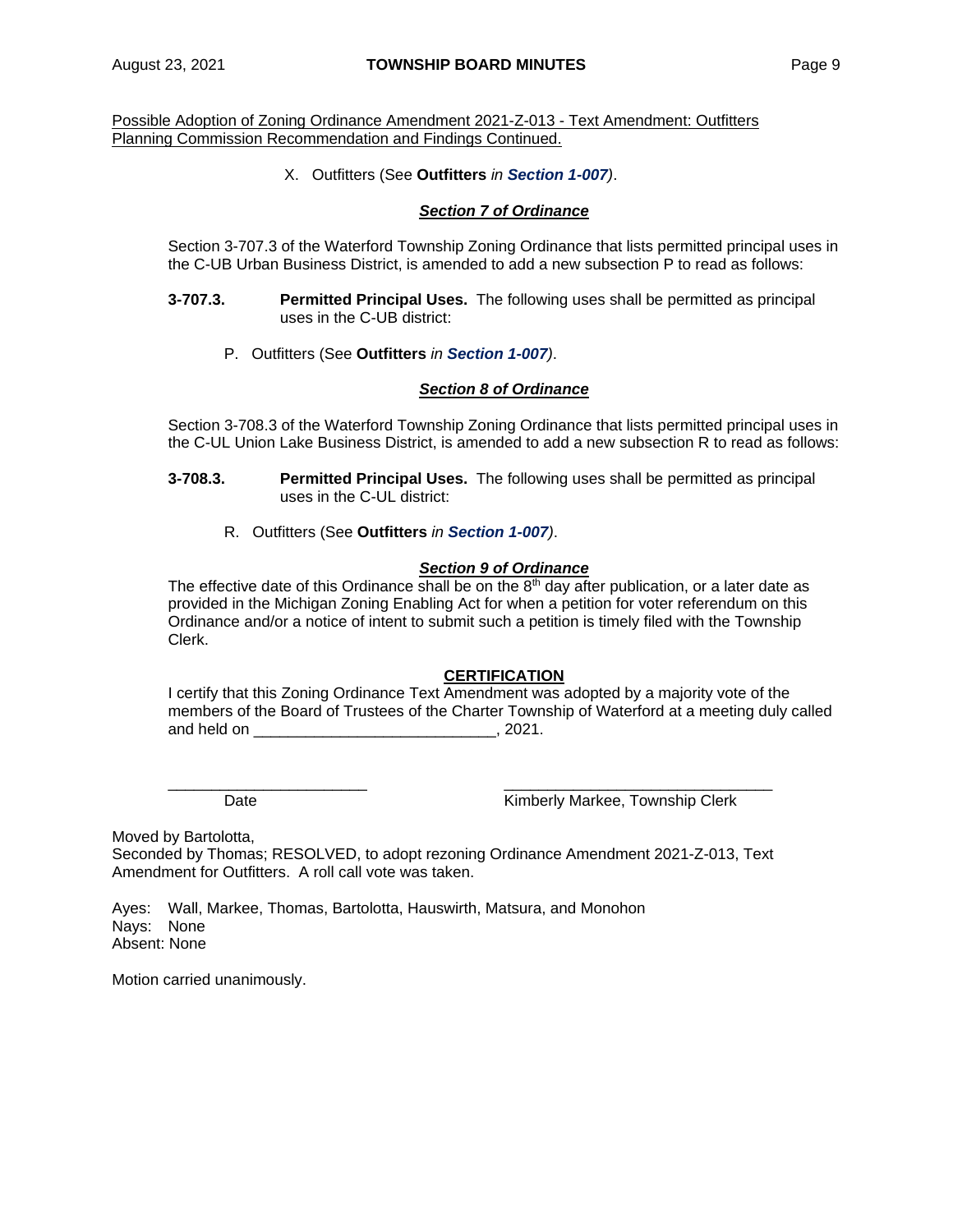Possible Adoption of Zoning Ordinance Amendment 2021-Z-013 - Text Amendment: Outfitters Planning Commission Recommendation and Findings Continued.

X. Outfitters (See **Outfitters** *in* ***Section 1-007****)*.

***Section 7 of Ordinance***

Section 3-707.3 of the Waterford Township Zoning Ordinance that lists permitted principal uses in the C-UB Urban Business District, is amended to add a new subsection P to read as follows:

**3-707.3. Permitted Principal Uses.** The following uses shall be permitted as principal uses in the C-UB district:

P. Outfitters (See **Outfitters** *in* ***Section 1-007****)*.

***Section 8 of Ordinance***

Section 3-708.3 of the Waterford Township Zoning Ordinance that lists permitted principal uses in the C-UL Union Lake Business District, is amended to add a new subsection R to read as follows:

**3-708.3. Permitted Principal Uses.** The following uses shall be permitted as principal uses in the C-UL district:

R. Outfitters (See **Outfitters** *in* ***Section 1-007****)*.

***Section 9 of Ordinance***

The effective date of this Ordinance shall be on the 8th day after publication, or a later date as provided in the Michigan Zoning Enabling Act for when a petition for voter referendum on this Ordinance and/or a notice of intent to submit such a petition is timely filed with the Township Clerk.

**CERTIFICATION**

I certify that this Zoning Ordinance Text Amendment was adopted by a majority vote of the members of the Board of Trustees of the Charter Township of Waterford at a meeting duly called and held on ____________________________, 2021.

________________________ Date

________________________________ Kimberly Markee, Township Clerk

Moved by Bartolotta,
Seconded by Thomas; RESOLVED, to adopt rezoning Ordinance Amendment 2021-Z-013, Text Amendment for Outfitters. A roll call vote was taken.

Ayes: Wall, Markee, Thomas, Bartolotta, Hauswirth, Matsura, and Monohon
Nays: None
Absent: None

Motion carried unanimously.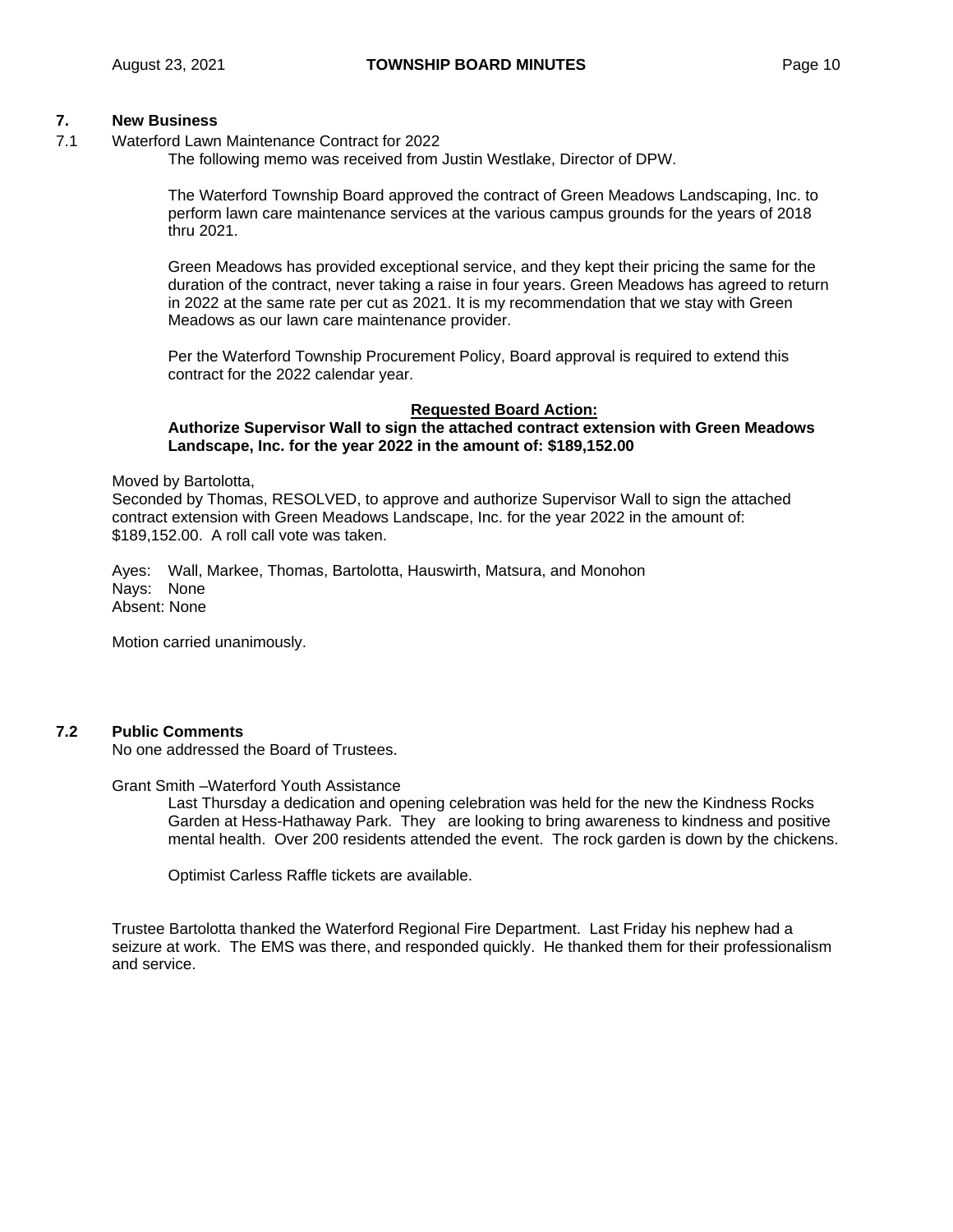## 7. New Business

7.1 Waterford Lawn Maintenance Contract for 2022

The following memo was received from Justin Westlake, Director of DPW.

The Waterford Township Board approved the contract of Green Meadows Landscaping, Inc. to perform lawn care maintenance services at the various campus grounds for the years of 2018 thru 2021.

Green Meadows has provided exceptional service, and they kept their pricing the same for the duration of the contract, never taking a raise in four years. Green Meadows has agreed to return in 2022 at the same rate per cut as 2021. It is my recommendation that we stay with Green Meadows as our lawn care maintenance provider.

Per the Waterford Township Procurement Policy, Board approval is required to extend this contract for the 2022 calendar year.

**Requested Board Action:**

**Authorize Supervisor Wall to sign the attached contract extension with Green Meadows Landscape, Inc. for the year 2022 in the amount of: $189,152.00**

Moved by Bartolotta,
Seconded by Thomas, RESOLVED, to approve and authorize Supervisor Wall to sign the attached contract extension with Green Meadows Landscape, Inc. for the year 2022 in the amount of: $189,152.00. A roll call vote was taken.

Ayes: Wall, Markee, Thomas, Bartolotta, Hauswirth, Matsura, and Monohon
Nays: None
Absent: None

Motion carried unanimously.

## 7.2 Public Comments

No one addressed the Board of Trustees.

Grant Smith –Waterford Youth Assistance

Last Thursday a dedication and opening celebration was held for the new the Kindness Rocks Garden at Hess-Hathaway Park. They are looking to bring awareness to kindness and positive mental health. Over 200 residents attended the event. The rock garden is down by the chickens.

Optimist Carless Raffle tickets are available.

Trustee Bartolotta thanked the Waterford Regional Fire Department. Last Friday his nephew had a seizure at work. The EMS was there, and responded quickly. He thanked them for their professionalism and service.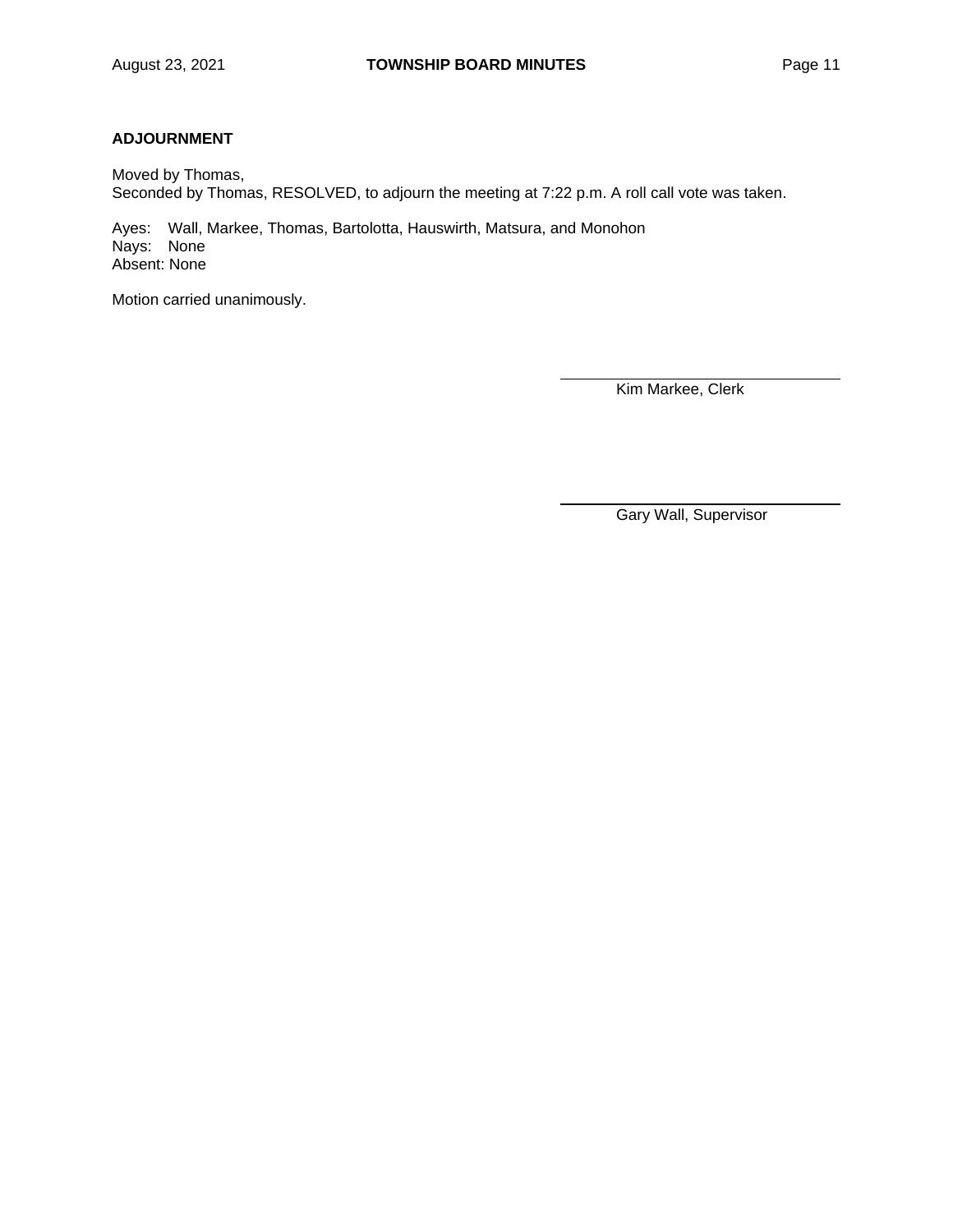**ADJOURNMENT**

Moved by Thomas,
Seconded by Thomas, RESOLVED, to adjourn the meeting at 7:22 p.m. A roll call vote was taken.

Ayes: Wall, Markee, Thomas, Bartolotta, Hauswirth, Matsura, and Monohon
Nays: None
Absent: None

Motion carried unanimously.

\_\_\_\_\_\_\_\_\_\_\_\_\_\_\_\_\_\_\_\_\_\_\_\_\_\_\_\_\_\_
Kim Markee, Clerk

\_\_\_\_\_\_\_\_\_\_\_\_\_\_\_\_\_\_\_\_\_\_\_\_\_\_\_\_\_\_
Gary Wall, Supervisor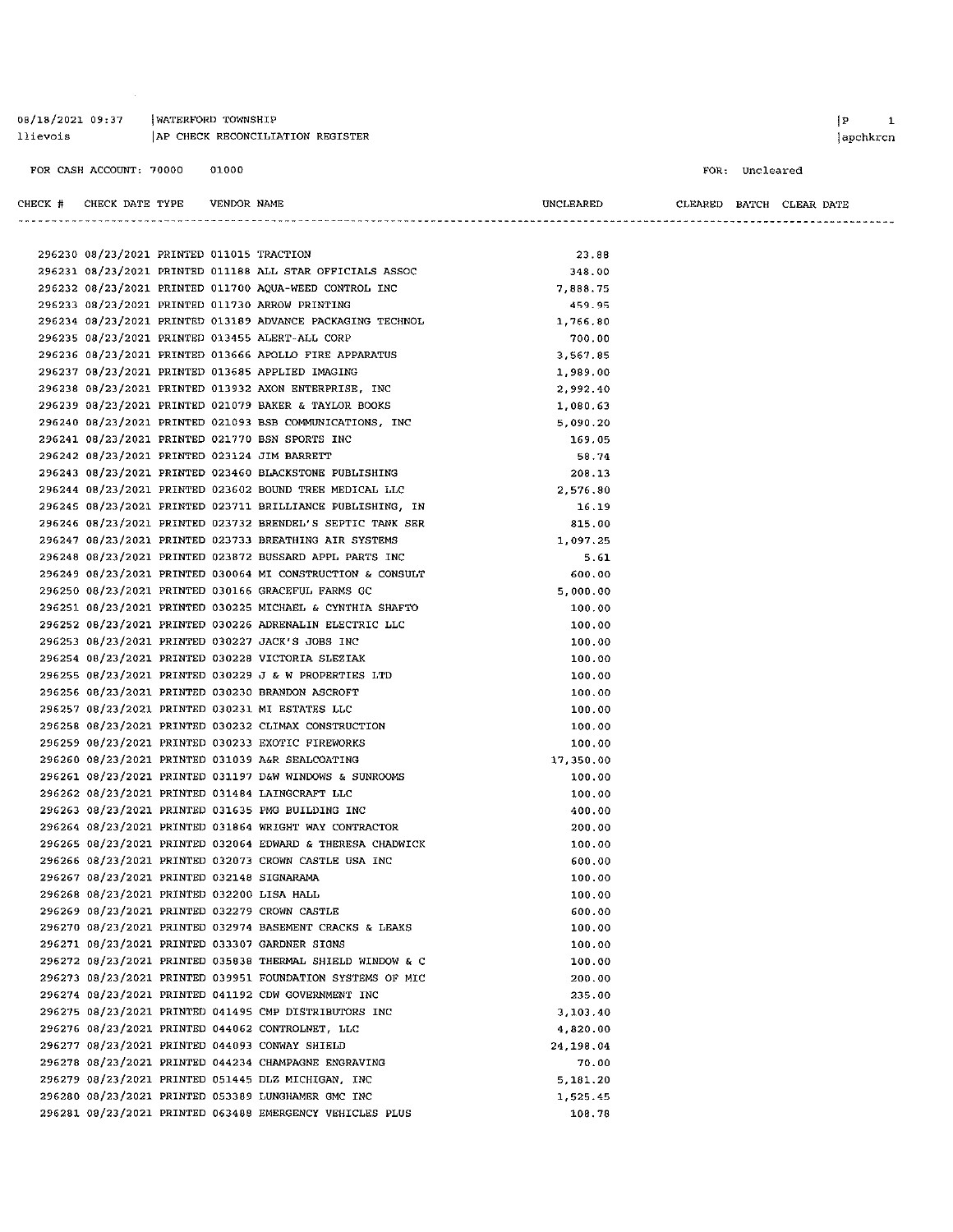08/18/2021 09:37 | WATERFORD TOWNSHIP
llievois | AP CHECK RECONCILIATION REGISTER

FOR CASH ACCOUNT: 70000 01000

FOR: Uncleared

| CHECK # | CHECK DATE | TYPE | VENDOR | NAME | UNCLEARED | CLEARED | BATCH | CLEAR DATE |
|---|---|---|---|---|---|---|---|---|
| 296230 | 08/23/2021 | PRINTED | 011015 | TRACTION | 23.88 | | | |
| 296231 | 08/23/2021 | PRINTED | 011188 | ALL STAR OFFICIALS ASSOC | 348.00 | | | |
| 296232 | 08/23/2021 | PRINTED | 011700 | AQUA-WEED CONTROL INC | 7,888.75 | | | |
| 296233 | 08/23/2021 | PRINTED | 011730 | ARROW PRINTING | 459.95 | | | |
| 296234 | 08/23/2021 | PRINTED | 013189 | ADVANCE PACKAGING TECHNOL | 1,766.80 | | | |
| 296235 | 08/23/2021 | PRINTED | 013455 | ALERT-ALL CORP | 700.00 | | | |
| 296236 | 08/23/2021 | PRINTED | 013666 | APOLLO FIRE APPARATUS | 3,567.85 | | | |
| 296237 | 08/23/2021 | PRINTED | 013685 | APPLIED IMAGING | 1,989.00 | | | |
| 296238 | 08/23/2021 | PRINTED | 013932 | AXON ENTERPRISE, INC | 2,992.40 | | | |
| 296239 | 08/23/2021 | PRINTED | 021079 | BAKER & TAYLOR BOOKS | 1,080.63 | | | |
| 296240 | 08/23/2021 | PRINTED | 021093 | BSB COMMUNICATIONS, INC | 5,090.20 | | | |
| 296241 | 08/23/2021 | PRINTED | 021770 | BSN SPORTS INC | 169.05 | | | |
| 296242 | 08/23/2021 | PRINTED | 023124 | JIM BARRETT | 58.74 | | | |
| 296243 | 08/23/2021 | PRINTED | 023460 | BLACKSTONE PUBLISHING | 208.13 | | | |
| 296244 | 08/23/2021 | PRINTED | 023602 | BOUND TREE MEDICAL LLC | 2,576.80 | | | |
| 296245 | 08/23/2021 | PRINTED | 023711 | BRILLIANCE PUBLISHING, IN | 16.19 | | | |
| 296246 | 08/23/2021 | PRINTED | 023732 | BRENDEL'S SEPTIC TANK SER | 815.00 | | | |
| 296247 | 08/23/2021 | PRINTED | 023733 | BREATHING AIR SYSTEMS | 1,097.25 | | | |
| 296248 | 08/23/2021 | PRINTED | 023872 | BUSSARD APPL PARTS INC | 5.61 | | | |
| 296249 | 08/23/2021 | PRINTED | 030064 | MI CONSTRUCTION & CONSULT | 600.00 | | | |
| 296250 | 08/23/2021 | PRINTED | 030166 | GRACEFUL FARMS GC | 5,000.00 | | | |
| 296251 | 08/23/2021 | PRINTED | 030225 | MICHAEL & CYNTHIA SHAFTO | 100.00 | | | |
| 296252 | 08/23/2021 | PRINTED | 030226 | ADRENALIN ELECTRIC LLC | 100.00 | | | |
| 296253 | 08/23/2021 | PRINTED | 030227 | JACK'S JOBS INC | 100.00 | | | |
| 296254 | 08/23/2021 | PRINTED | 030228 | VICTORIA SLEZIAK | 100.00 | | | |
| 296255 | 08/23/2021 | PRINTED | 030229 | J & W PROPERTIES LTD | 100.00 | | | |
| 296256 | 08/23/2021 | PRINTED | 030230 | BRANDON ASCROFT | 100.00 | | | |
| 296257 | 08/23/2021 | PRINTED | 030231 | MI ESTATES LLC | 100.00 | | | |
| 296258 | 08/23/2021 | PRINTED | 030232 | CLIMAX CONSTRUCTION | 100.00 | | | |
| 296259 | 08/23/2021 | PRINTED | 030233 | EXOTIC FIREWORKS | 100.00 | | | |
| 296260 | 08/23/2021 | PRINTED | 031039 | A&R SEALCOATING | 17,350.00 | | | |
| 296261 | 08/23/2021 | PRINTED | 031197 | D&W WINDOWS & SUNROOMS | 100.00 | | | |
| 296262 | 08/23/2021 | PRINTED | 031484 | LAINGCRAFT LLC | 100.00 | | | |
| 296263 | 08/23/2021 | PRINTED | 031635 | PMG BUILDING INC | 400.00 | | | |
| 296264 | 08/23/2021 | PRINTED | 031864 | WRIGHT WAY CONTRACTOR | 200.00 | | | |
| 296265 | 08/23/2021 | PRINTED | 032064 | EDWARD & THERESA CHADWICK | 100.00 | | | |
| 296266 | 08/23/2021 | PRINTED | 032073 | CROWN CASTLE USA INC | 600.00 | | | |
| 296267 | 08/23/2021 | PRINTED | 032148 | SIGNARAMA | 100.00 | | | |
| 296268 | 08/23/2021 | PRINTED | 032200 | LISA HALL | 100.00 | | | |
| 296269 | 08/23/2021 | PRINTED | 032279 | CROWN CASTLE | 600.00 | | | |
| 296270 | 08/23/2021 | PRINTED | 032974 | BASEMENT CRACKS & LEAKS | 100.00 | | | |
| 296271 | 08/23/2021 | PRINTED | 033307 | GARDNER SIGNS | 100.00 | | | |
| 296272 | 08/23/2021 | PRINTED | 035838 | THERMAL SHIELD WINDOW & C | 100.00 | | | |
| 296273 | 08/23/2021 | PRINTED | 039951 | FOUNDATION SYSTEMS OF MIC | 200.00 | | | |
| 296274 | 08/23/2021 | PRINTED | 041192 | CDW GOVERNMENT INC | 235.00 | | | |
| 296275 | 08/23/2021 | PRINTED | 041495 | CMP DISTRIBUTORS INC | 3,103.40 | | | |
| 296276 | 08/23/2021 | PRINTED | 044062 | CONTROLNET, LLC | 4,820.00 | | | |
| 296277 | 08/23/2021 | PRINTED | 044093 | CONWAY SHIELD | 24,198.04 | | | |
| 296278 | 08/23/2021 | PRINTED | 044234 | CHAMPAGNE ENGRAVING | 70.00 | | | |
| 296279 | 08/23/2021 | PRINTED | 051445 | DLZ MICHIGAN, INC | 5,181.20 | | | |
| 296280 | 08/23/2021 | PRINTED | 053389 | LUNGHAMER GMC INC | 1,525.45 | | | |
| 296281 | 08/23/2021 | PRINTED | 063488 | EMERGENCY VEHICLES PLUS | 108.78 | | | |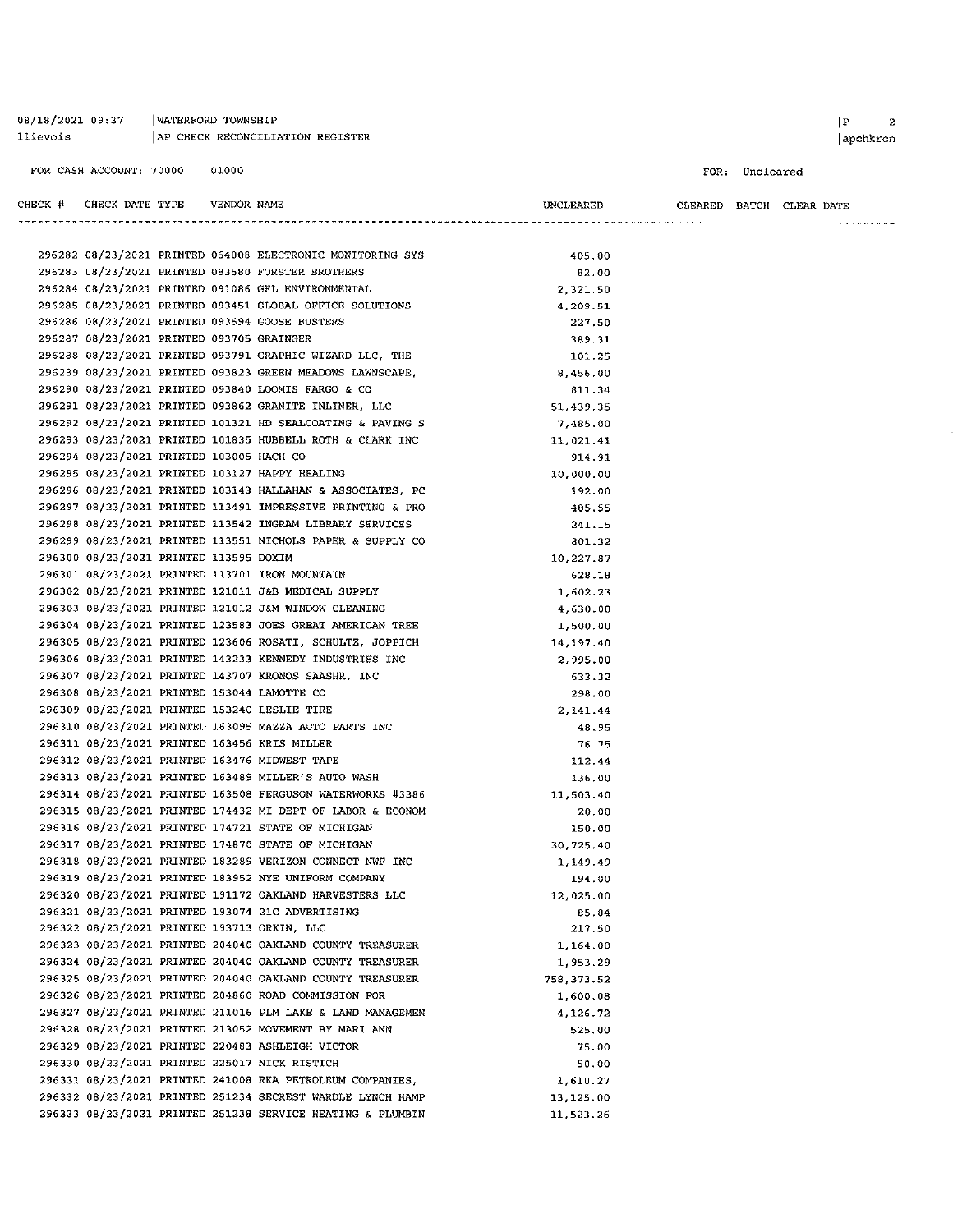08/18/2021 09:37 | WATERFORD TOWNSHIP
llievois | AP CHECK RECONCILIATION REGISTER

FOR CASH ACCOUNT: 70000 01000

FOR: Uncleared

| CHECK # | CHECK DATE | TYPE | VENDOR | NAME | UNCLEARED | CLEARED | BATCH | CLEAR DATE |
|---|---|---|---|---|---|---|---|---|
| 296282 | 08/23/2021 | PRINTED | 064008 | ELECTRONIC MONITORING SYS | 405.00 | | | |
| 296283 | 08/23/2021 | PRINTED | 083580 | FORSTER BROTHERS | 82.00 | | | |
| 296284 | 08/23/2021 | PRINTED | 091086 | GFL ENVIRONMENTAL | 2,321.50 | | | |
| 296285 | 08/23/2021 | PRINTED | 093451 | GLOBAL OFFICE SOLUTIONS | 4,209.51 | | | |
| 296286 | 08/23/2021 | PRINTED | 093594 | GOOSE BUSTERS | 227.50 | | | |
| 296287 | 08/23/2021 | PRINTED | 093705 | GRAINGER | 389.31 | | | |
| 296288 | 08/23/2021 | PRINTED | 093791 | GRAPHIC WIZARD LLC, THE | 101.25 | | | |
| 296289 | 08/23/2021 | PRINTED | 093823 | GREEN MEADOWS LAWNSCAPE, | 8,456.00 | | | |
| 296290 | 08/23/2021 | PRINTED | 093840 | LOOMIS FARGO & CO | 811.34 | | | |
| 296291 | 08/23/2021 | PRINTED | 093862 | GRANITE INLINER, LLC | 51,439.35 | | | |
| 296292 | 08/23/2021 | PRINTED | 101321 | HD SEALCOATING & PAVING S | 7,485.00 | | | |
| 296293 | 08/23/2021 | PRINTED | 101835 | HUBBELL ROTH & CLARK INC | 11,021.41 | | | |
| 296294 | 08/23/2021 | PRINTED | 103005 | HACH CO | 914.91 | | | |
| 296295 | 08/23/2021 | PRINTED | 103127 | HAPPY HEALING | 10,000.00 | | | |
| 296296 | 08/23/2021 | PRINTED | 103143 | HALLAHAN & ASSOCIATES, PC | 192.00 | | | |
| 296297 | 08/23/2021 | PRINTED | 113491 | IMPRESSIVE PRINTING & PRO | 485.55 | | | |
| 296298 | 08/23/2021 | PRINTED | 113542 | INGRAM LIBRARY SERVICES | 241.15 | | | |
| 296299 | 08/23/2021 | PRINTED | 113551 | NICHOLS PAPER & SUPPLY CO | 801.32 | | | |
| 296300 | 08/23/2021 | PRINTED | 113595 | DOXIM | 10,227.87 | | | |
| 296301 | 08/23/2021 | PRINTED | 113701 | IRON MOUNTAIN | 628.18 | | | |
| 296302 | 08/23/2021 | PRINTED | 121011 | J&B MEDICAL SUPPLY | 1,602.23 | | | |
| 296303 | 08/23/2021 | PRINTED | 121012 | J&M WINDOW CLEANING | 4,630.00 | | | |
| 296304 | 08/23/2021 | PRINTED | 123583 | JOES GREAT AMERICAN TREE | 1,500.00 | | | |
| 296305 | 08/23/2021 | PRINTED | 123606 | ROSATI, SCHULTZ, JOPPICH | 14,197.40 | | | |
| 296306 | 08/23/2021 | PRINTED | 143233 | KENNEDY INDUSTRIES INC | 2,995.00 | | | |
| 296307 | 08/23/2021 | PRINTED | 143707 | KRONOS SAASHR, INC | 633.32 | | | |
| 296308 | 08/23/2021 | PRINTED | 153044 | LAMOTTE CO | 298.00 | | | |
| 296309 | 08/23/2021 | PRINTED | 153240 | LESLIE TIRE | 2,141.44 | | | |
| 296310 | 08/23/2021 | PRINTED | 163095 | MAZZA AUTO PARTS INC | 48.95 | | | |
| 296311 | 08/23/2021 | PRINTED | 163456 | KRIS MILLER | 76.75 | | | |
| 296312 | 08/23/2021 | PRINTED | 163476 | MIDWEST TAPE | 112.44 | | | |
| 296313 | 08/23/2021 | PRINTED | 163489 | MILLER'S AUTO WASH | 136.00 | | | |
| 296314 | 08/23/2021 | PRINTED | 163508 | FERGUSON WATERWORKS #3386 | 11,503.40 | | | |
| 296315 | 08/23/2021 | PRINTED | 174432 | MI DEPT OF LABOR & ECONOM | 20.00 | | | |
| 296316 | 08/23/2021 | PRINTED | 174721 | STATE OF MICHIGAN | 150.00 | | | |
| 296317 | 08/23/2021 | PRINTED | 174870 | STATE OF MICHIGAN | 30,725.40 | | | |
| 296318 | 08/23/2021 | PRINTED | 183289 | VERIZON CONNECT NWF INC | 1,149.49 | | | |
| 296319 | 08/23/2021 | PRINTED | 183952 | NYE UNIFORM COMPANY | 194.00 | | | |
| 296320 | 08/23/2021 | PRINTED | 191172 | OAKLAND HARVESTERS LLC | 12,025.00 | | | |
| 296321 | 08/23/2021 | PRINTED | 193074 | 21C ADVERTISING | 85.84 | | | |
| 296322 | 08/23/2021 | PRINTED | 193713 | ORKIN, LLC | 217.50 | | | |
| 296323 | 08/23/2021 | PRINTED | 204040 | OAKLAND COUNTY TREASURER | 1,164.00 | | | |
| 296324 | 08/23/2021 | PRINTED | 204040 | OAKLAND COUNTY TREASURER | 1,953.29 | | | |
| 296325 | 08/23/2021 | PRINTED | 204040 | OAKLAND COUNTY TREASURER | 758,373.52 | | | |
| 296326 | 08/23/2021 | PRINTED | 204860 | ROAD COMMISSION FOR | 1,600.08 | | | |
| 296327 | 08/23/2021 | PRINTED | 211016 | PLM LAKE & LAND MANAGEMEN | 4,126.72 | | | |
| 296328 | 08/23/2021 | PRINTED | 213052 | MOVEMENT BY MARI ANN | 525.00 | | | |
| 296329 | 08/23/2021 | PRINTED | 220483 | ASHLEIGH VICTOR | 75.00 | | | |
| 296330 | 08/23/2021 | PRINTED | 225017 | NICK RISTICH | 50.00 | | | |
| 296331 | 08/23/2021 | PRINTED | 241008 | RKA PETROLEUM COMPANIES, | 1,610.27 | | | |
| 296332 | 08/23/2021 | PRINTED | 251234 | SECREST WARDLE LYNCH HAMP | 13,125.00 | | | |
| 296333 | 08/23/2021 | PRINTED | 251238 | SERVICE HEATING & PLUMBIN | 11,523.26 | | | |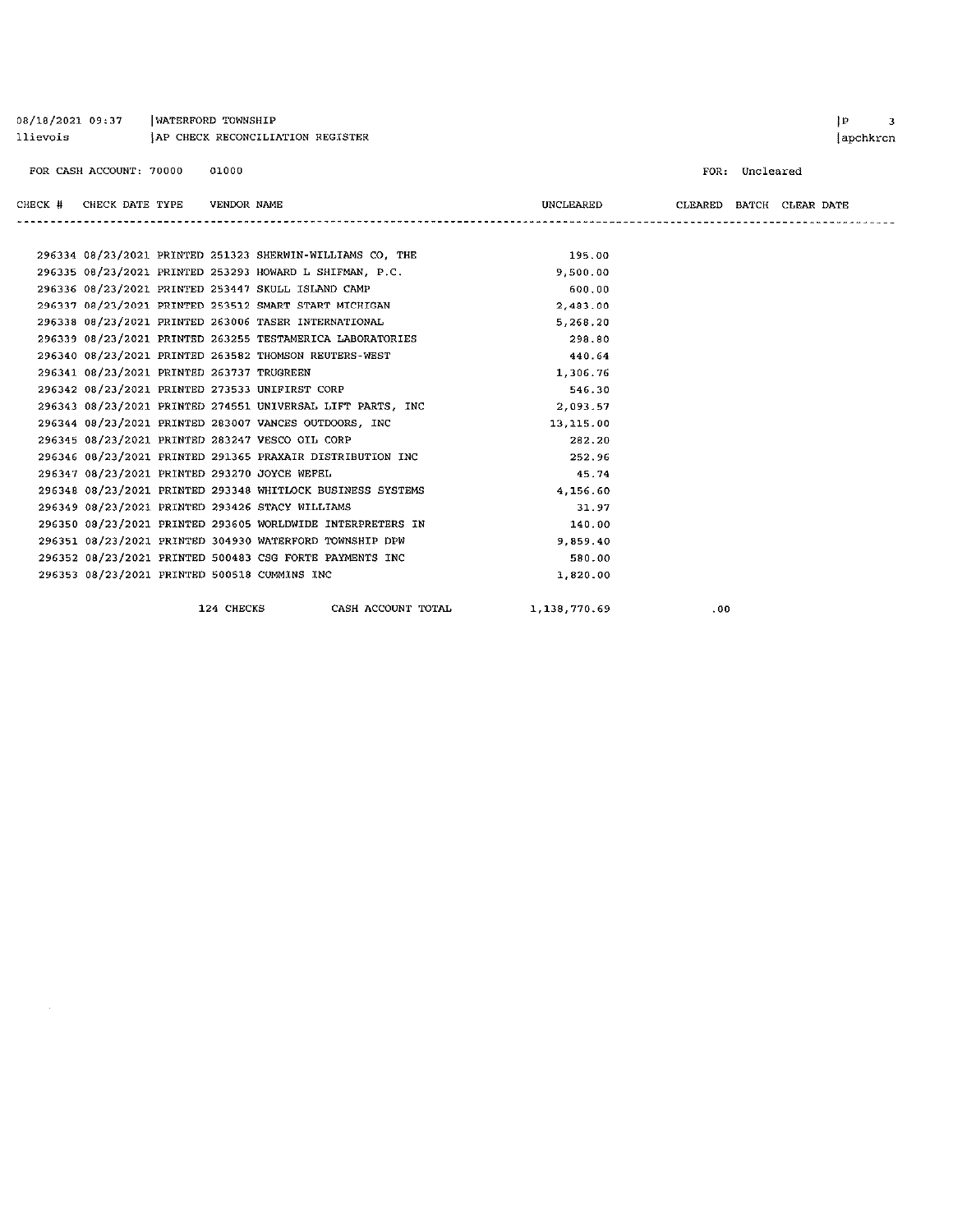08/18/2021 09:37 | WATERFORD TOWNSHIP
llievois | AP CHECK RECONCILIATION REGISTER

FOR CASH ACCOUNT: 70000 01000

FOR: Uncleared

| CHECK # | CHECK DATE | TYPE | VENDOR | NAME | UNCLEARED | CLEARED | BATCH | CLEAR DATE |
|---|---|---|---|---|---|---|---|---|
| 296334 | 08/23/2021 | PRINTED | 251323 | SHERWIN-WILLIAMS CO, THE | 195.00 | | | |
| 296335 | 08/23/2021 | PRINTED | 253293 | HOWARD L SHIFMAN, P.C. | 9,500.00 | | | |
| 296336 | 08/23/2021 | PRINTED | 253447 | SKULL ISLAND CAMP | 600.00 | | | |
| 296337 | 08/23/2021 | PRINTED | 253512 | SMART START MICHIGAN | 2,483.00 | | | |
| 296338 | 08/23/2021 | PRINTED | 263006 | TASER INTERNATIONAL | 5,268.20 | | | |
| 296339 | 08/23/2021 | PRINTED | 263255 | TESTAMERICA LABORATORIES | 298.80 | | | |
| 296340 | 08/23/2021 | PRINTED | 263582 | THOMSON REUTERS-WEST | 440.64 | | | |
| 296341 | 08/23/2021 | PRINTED | 263737 | TRUGREEN | 1,306.76 | | | |
| 296342 | 08/23/2021 | PRINTED | 273533 | UNIFIRST CORP | 546.30 | | | |
| 296343 | 08/23/2021 | PRINTED | 274551 | UNIVERSAL LIFT PARTS, INC | 2,093.57 | | | |
| 296344 | 08/23/2021 | PRINTED | 283007 | VANCES OUTDOORS, INC | 13,115.00 | | | |
| 296345 | 08/23/2021 | PRINTED | 283247 | VESCO OIL CORP | 282.20 | | | |
| 296346 | 08/23/2021 | PRINTED | 291365 | PRAXAIR DISTRIBUTION INC | 252.96 | | | |
| 296347 | 08/23/2021 | PRINTED | 293270 | JOYCE WEFEL | 45.74 | | | |
| 296348 | 08/23/2021 | PRINTED | 293348 | WHITLOCK BUSINESS SYSTEMS | 4,156.60 | | | |
| 296349 | 08/23/2021 | PRINTED | 293426 | STACY WILLIAMS | 31.97 | | | |
| 296350 | 08/23/2021 | PRINTED | 293605 | WORLDWIDE INTERPRETERS IN | 140.00 | | | |
| 296351 | 08/23/2021 | PRINTED | 304930 | WATERFORD TOWNSHIP DPW | 9,859.40 | | | |
| 296352 | 08/23/2021 | PRINTED | 500483 | CSG FORTE PAYMENTS INC | 580.00 | | | |
| 296353 | 08/23/2021 | PRINTED | 500518 | CUMMINS INC | 1,820.00 | | | |
| | | 124 CHECKS | | CASH ACCOUNT TOTAL | 1,138,770.69 | .00 | | |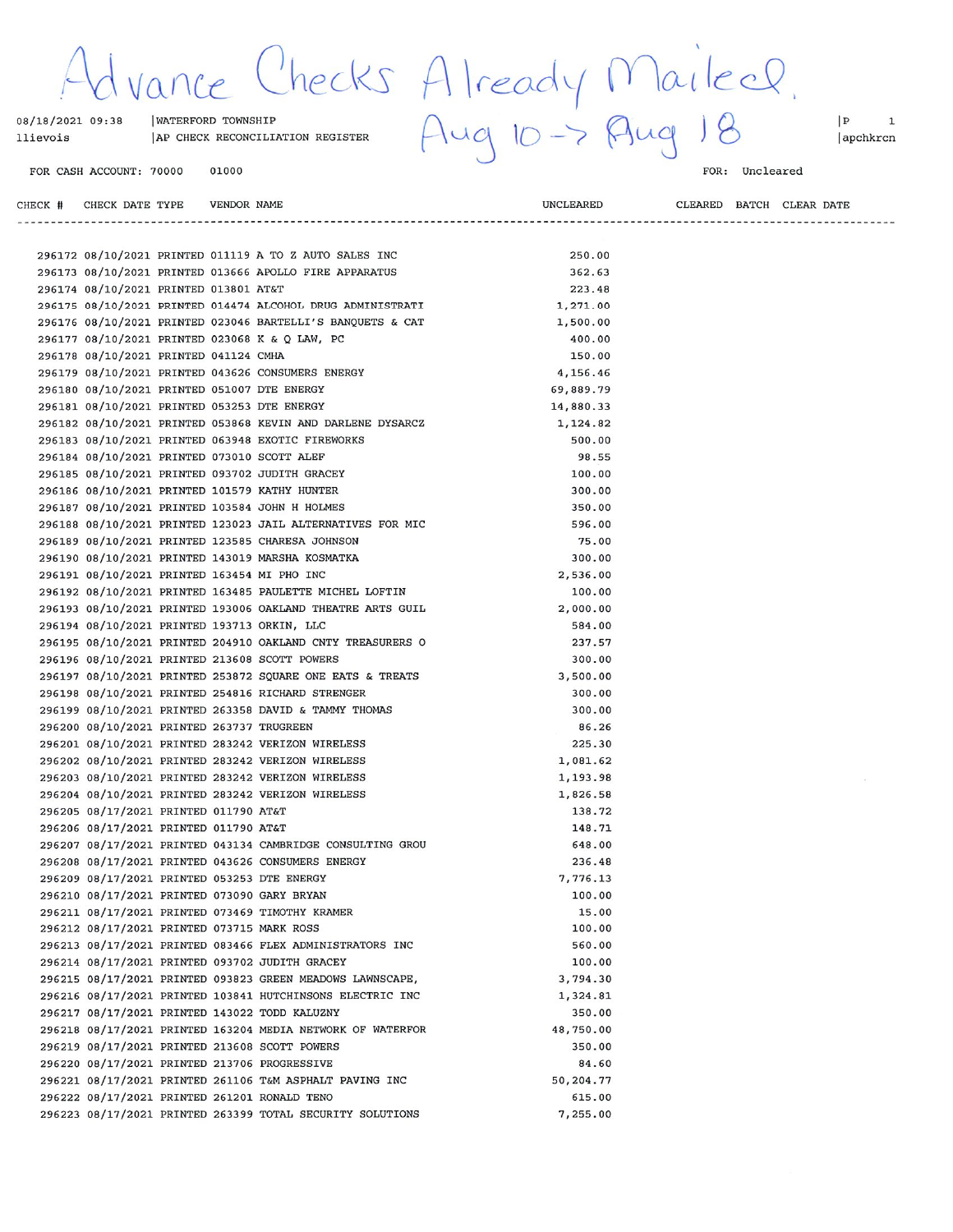Advance Checks Already Mailed. Aug 10 -> Aug 18

08/18/2021 09:38 | WATERFORD TOWNSHIP | P 1
llievois | AP CHECK RECONCILIATION REGISTER | apchkrcn

FOR CASH ACCOUNT: 70000 01000 FOR: Uncleared

| CHECK # | CHECK DATE | TYPE | VENDOR | NAME | UNCLEARED | CLEARED | BATCH | CLEAR DATE |
|---|---|---|---|---|---|---|---|---|
| 296172 | 08/10/2021 | PRINTED | 011119 | A TO Z AUTO SALES INC | 250.00 | | | |
| 296173 | 08/10/2021 | PRINTED | 013666 | APOLLO FIRE APPARATUS | 362.63 | | | |
| 296174 | 08/10/2021 | PRINTED | 013801 | AT&T | 223.48 | | | |
| 296175 | 08/10/2021 | PRINTED | 014474 | ALCOHOL DRUG ADMINISTRATI | 1,271.00 | | | |
| 296176 | 08/10/2021 | PRINTED | 023046 | BARTELLI'S BANQUETS & CAT | 1,500.00 | | | |
| 296177 | 08/10/2021 | PRINTED | 023068 | K & Q LAW, PC | 400.00 | | | |
| 296178 | 08/10/2021 | PRINTED | 041124 | CMHA | 150.00 | | | |
| 296179 | 08/10/2021 | PRINTED | 043626 | CONSUMERS ENERGY | 4,156.46 | | | |
| 296180 | 08/10/2021 | PRINTED | 051007 | DTE ENERGY | 69,889.79 | | | |
| 296181 | 08/10/2021 | PRINTED | 053253 | DTE ENERGY | 14,880.33 | | | |
| 296182 | 08/10/2021 | PRINTED | 053868 | KEVIN AND DARLENE DYSARCZ | 1,124.82 | | | |
| 296183 | 08/10/2021 | PRINTED | 063948 | EXOTIC FIREWORKS | 500.00 | | | |
| 296184 | 08/10/2021 | PRINTED | 073010 | SCOTT ALEF | 98.55 | | | |
| 296185 | 08/10/2021 | PRINTED | 093702 | JUDITH GRACEY | 100.00 | | | |
| 296186 | 08/10/2021 | PRINTED | 101579 | KATHY HUNTER | 300.00 | | | |
| 296187 | 08/10/2021 | PRINTED | 103584 | JOHN H HOLMES | 350.00 | | | |
| 296188 | 08/10/2021 | PRINTED | 123023 | JAIL ALTERNATIVES FOR MIC | 596.00 | | | |
| 296189 | 08/10/2021 | PRINTED | 123585 | CHARESA JOHNSON | 75.00 | | | |
| 296190 | 08/10/2021 | PRINTED | 143019 | MARSHA KOSMATKA | 300.00 | | | |
| 296191 | 08/10/2021 | PRINTED | 163454 | MI PHO INC | 2,536.00 | | | |
| 296192 | 08/10/2021 | PRINTED | 163485 | PAULETTE MICHEL LOFTIN | 100.00 | | | |
| 296193 | 08/10/2021 | PRINTED | 193006 | OAKLAND THEATRE ARTS GUIL | 2,000.00 | | | |
| 296194 | 08/10/2021 | PRINTED | 193713 | ORKIN, LLC | 584.00 | | | |
| 296195 | 08/10/2021 | PRINTED | 204910 | OAKLAND CNTY TREASURERS O | 237.57 | | | |
| 296196 | 08/10/2021 | PRINTED | 213608 | SCOTT POWERS | 300.00 | | | |
| 296197 | 08/10/2021 | PRINTED | 253872 | SQUARE ONE EATS & TREATS | 3,500.00 | | | |
| 296198 | 08/10/2021 | PRINTED | 254816 | RICHARD STRENGER | 300.00 | | | |
| 296199 | 08/10/2021 | PRINTED | 263358 | DAVID & TAMMY THOMAS | 300.00 | | | |
| 296200 | 08/10/2021 | PRINTED | 263737 | TRUGREEN | 86.26 | | | |
| 296201 | 08/10/2021 | PRINTED | 283242 | VERIZON WIRELESS | 225.30 | | | |
| 296202 | 08/10/2021 | PRINTED | 283242 | VERIZON WIRELESS | 1,081.62 | | | |
| 296203 | 08/10/2021 | PRINTED | 283242 | VERIZON WIRELESS | 1,193.98 | | | |
| 296204 | 08/10/2021 | PRINTED | 283242 | VERIZON WIRELESS | 1,826.58 | | | |
| 296205 | 08/17/2021 | PRINTED | 011790 | AT&T | 138.72 | | | |
| 296206 | 08/17/2021 | PRINTED | 011790 | AT&T | 148.71 | | | |
| 296207 | 08/17/2021 | PRINTED | 043134 | CAMBRIDGE CONSULTING GROU | 648.00 | | | |
| 296208 | 08/17/2021 | PRINTED | 043626 | CONSUMERS ENERGY | 236.48 | | | |
| 296209 | 08/17/2021 | PRINTED | 053253 | DTE ENERGY | 7,776.13 | | | |
| 296210 | 08/17/2021 | PRINTED | 073090 | GARY BRYAN | 100.00 | | | |
| 296211 | 08/17/2021 | PRINTED | 073469 | TIMOTHY KRAMER | 15.00 | | | |
| 296212 | 08/17/2021 | PRINTED | 073715 | MARK ROSS | 100.00 | | | |
| 296213 | 08/17/2021 | PRINTED | 083466 | FLEX ADMINISTRATORS INC | 560.00 | | | |
| 296214 | 08/17/2021 | PRINTED | 093702 | JUDITH GRACEY | 100.00 | | | |
| 296215 | 08/17/2021 | PRINTED | 093823 | GREEN MEADOWS LAWNSCAPE, | 3,794.30 | | | |
| 296216 | 08/17/2021 | PRINTED | 103841 | HUTCHINSONS ELECTRIC INC | 1,324.81 | | | |
| 296217 | 08/17/2021 | PRINTED | 143022 | TODD KALUZNY | 350.00 | | | |
| 296218 | 08/17/2021 | PRINTED | 163204 | MEDIA NETWORK OF WATERFOR | 48,750.00 | | | |
| 296219 | 08/17/2021 | PRINTED | 213608 | SCOTT POWERS | 350.00 | | | |
| 296220 | 08/17/2021 | PRINTED | 213706 | PROGRESSIVE | 84.60 | | | |
| 296221 | 08/17/2021 | PRINTED | 261106 | T&M ASPHALT PAVING INC | 50,204.77 | | | |
| 296222 | 08/17/2021 | PRINTED | 261201 | RONALD TENO | 615.00 | | | |
| 296223 | 08/17/2021 | PRINTED | 263399 | TOTAL SECURITY SOLUTIONS | 7,255.00 | | | |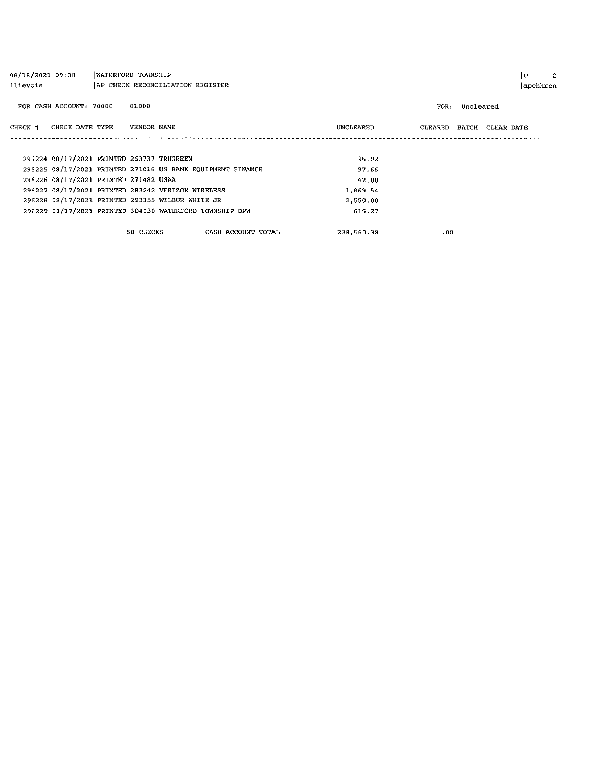08/18/2021 09:38 | WATERFORD TOWNSHIP
llievois | AP CHECK RECONCILIATION REGISTER

FOR CASH ACCOUNT: 70000 01000

FOR: Uncleared

| CHECK # | CHECK DATE | TYPE | VENDOR | NAME | UNCLEARED | CLEARED | BATCH | CLEAR DATE |
|---|---|---|---|---|---|---|---|---|
| 296224 | 08/17/2021 | PRINTED | 263737 | TRUGREEN | 35.02 | | | |
| 296225 | 08/17/2021 | PRINTED | 271016 | US BANK EQUIPMENT FINANCE | 97.66 | | | |
| 296226 | 08/17/2021 | PRINTED | 271482 | USAA | 42.00 | | | |
| 296227 | 08/17/2021 | PRINTED | 283242 | VERIZON WIRELESS | 1,869.54 | | | |
| 296228 | 08/17/2021 | PRINTED | 293355 | WILBUR WHITE JR | 2,550.00 | | | |
| 296229 | 08/17/2021 | PRINTED | 304930 | WATERFORD TOWNSHIP DPW | 615.27 | | | |
| | | 58 CHECKS | | CASH ACCOUNT TOTAL | 238,560.38 | .00 | | |